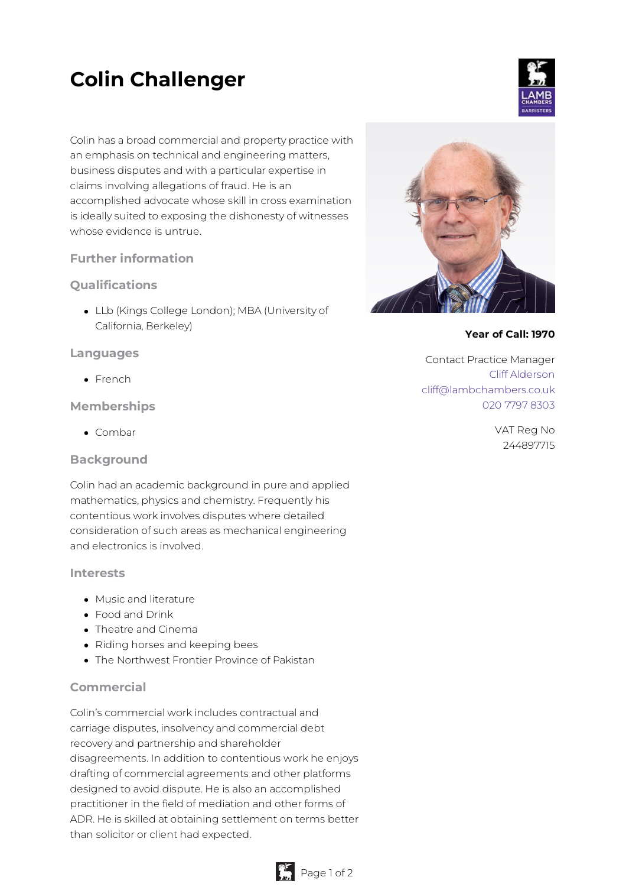# Colin Challenger

Colin has a broad commercial and property practice with an emphasis on technical and engineering matters, business disputes and with a particular expertise in claims involving allegations of fraud. He is an accomplished advocate whose skill in cross examination is ideally suited to exposing the dishonesty of witnesses whose evidence is untrue.

**Year of Call: 1970**

Contact Practice Manager
Cliff Alderson
cliff@lambchambers.co.uk
020 7797 8303

VAT Reg No
244897715

### Further information

### Qualifications

- LLb (Kings College London); MBA (University of California, Berkeley)

### Languages

- French

### Memberships

- Combar

### Background

Colin had an academic background in pure and applied mathematics, physics and chemistry. Frequently his contentious work involves disputes where detailed consideration of such areas as mechanical engineering and electronics is involved.

### Interests

- Music and literature
- Food and Drink
- Theatre and Cinema
- Riding horses and keeping bees
- The Northwest Frontier Province of Pakistan

### Commercial

Colin's commercial work includes contractual and carriage disputes, insolvency and commercial debt recovery and partnership and shareholder disagreements. In addition to contentious work he enjoys drafting of commercial agreements and other platforms designed to avoid dispute. He is also an accomplished practitioner in the field of mediation and other forms of ADR. He is skilled at obtaining settlement on terms better than solicitor or client had expected.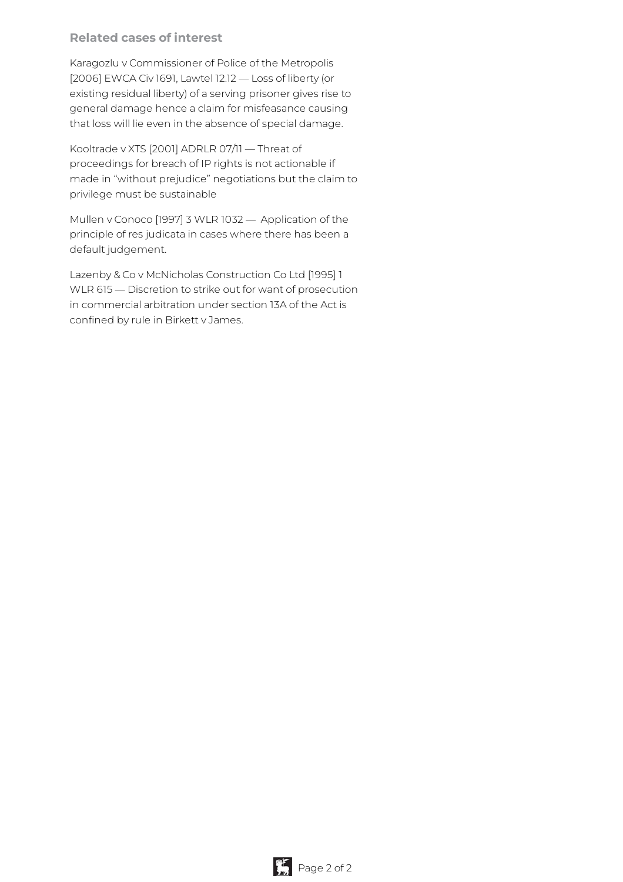### Related cases of interest

Karagozlu v Commissioner of Police of the Metropolis [2006] EWCA Civ 1691, Lawtel 12.12 — Loss of liberty (or existing residual liberty) of a serving prisoner gives rise to general damage hence a claim for misfeasance causing that loss will lie even in the absence of special damage.

Kooltrade v XTS [2001] ADRLR 07/11 — Threat of proceedings for breach of IP rights is not actionable if made in “without prejudice” negotiations but the claim to privilege must be sustainable

Mullen v Conoco [1997] 3 WLR 1032 — Application of the principle of res judicata in cases where there has been a default judgement.

Lazenby & Co v McNicholas Construction Co Ltd [1995] 1 WLR 615 — Discretion to strike out for want of prosecution in commercial arbitration under section 13A of the Act is confined by rule in Birkett v James.